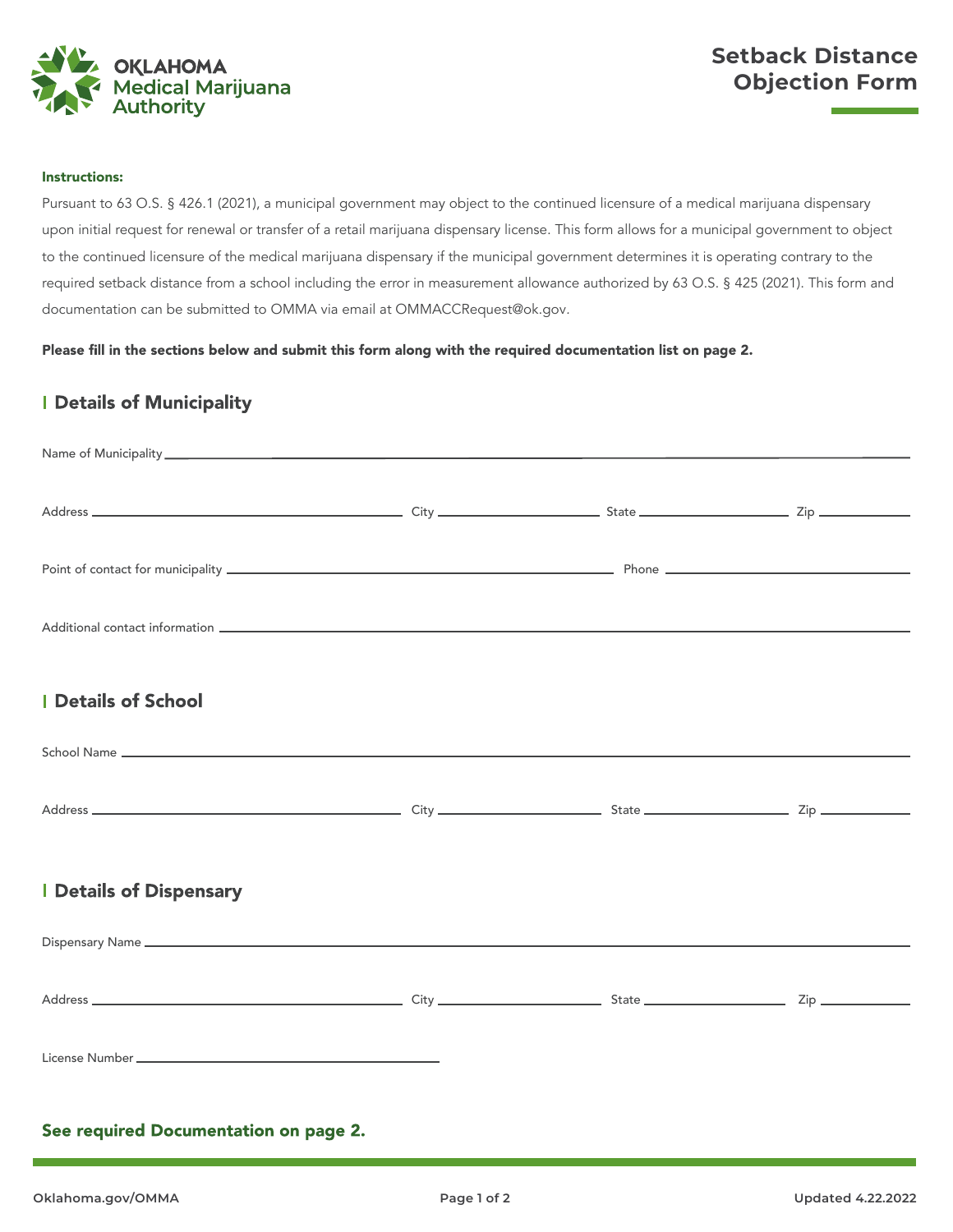Oklahoma Medical Marijuana Authority

# Setback Distance Objection Form

**Instructions:**

Pursuant to 63 O.S. § 426.1 (2021), a municipal government may object to the continued licensure of a medical marijuana dispensary upon initial request for renewal or transfer of a retail marijuana dispensary license. This form allows for a municipal government to object to the continued licensure of the medical marijuana dispensary if the municipal government determines it is operating contrary to the required setback distance from a school including the error in measurement allowance authorized by 63 O.S. § 425 (2021). This form and documentation can be submitted to OMMA via email at OMMACCRequest@ok.gov.

**Please fill in the sections below and submit this form along with the required documentation list on page 2.**

## Details of Municipality

Name of Municipality ____________________

Address ____________________ City ____________________ State ____________________ Zip ____________________

Point of contact for municipality ____________________ Phone ____________________

Additional contact information ____________________

## Details of School

School Name ____________________

Address ____________________ City ____________________ State ____________________ Zip ____________________

## Details of Dispensary

Dispensary Name ____________________

Address ____________________ City ____________________ State ____________________ Zip ____________________

License Number ____________________

**See required Documentation on page 2.**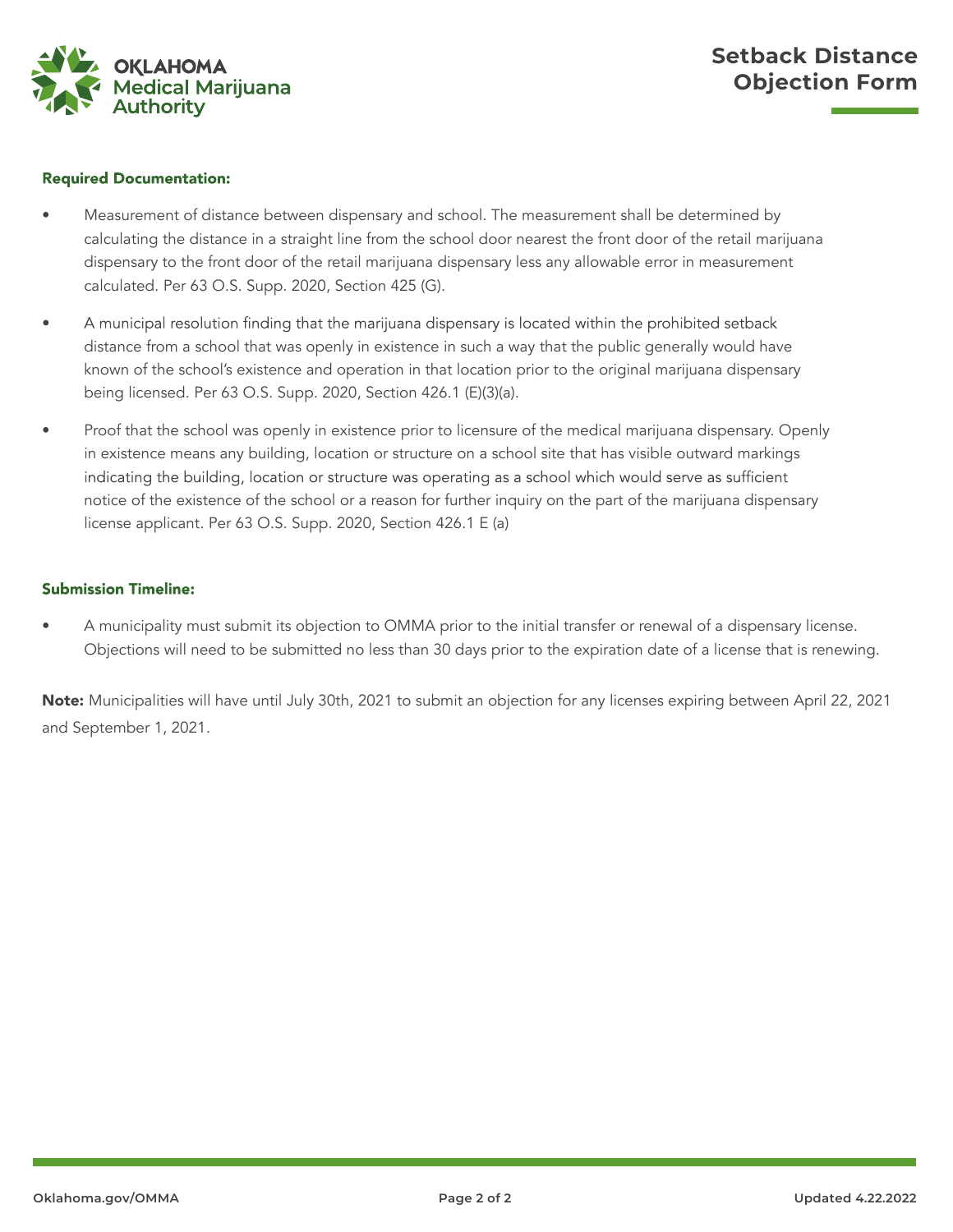# Setback Distance Objection Form

### Required Documentation:

- Measurement of distance between dispensary and school. The measurement shall be determined by calculating the distance in a straight line from the school door nearest the front door of the retail marijuana dispensary to the front door of the retail marijuana dispensary less any allowable error in measurement calculated. Per 63 O.S. Supp. 2020, Section 425 (G).
- A municipal resolution finding that the marijuana dispensary is located within the prohibited setback distance from a school that was openly in existence in such a way that the public generally would have known of the school's existence and operation in that location prior to the original marijuana dispensary being licensed. Per 63 O.S. Supp. 2020, Section 426.1 (E)(3)(a).
- Proof that the school was openly in existence prior to licensure of the medical marijuana dispensary. Openly in existence means any building, location or structure on a school site that has visible outward markings indicating the building, location or structure was operating as a school which would serve as sufficient notice of the existence of the school or a reason for further inquiry on the part of the marijuana dispensary license applicant. Per 63 O.S. Supp. 2020, Section 426.1 E (a)

### Submission Timeline:

- A municipality must submit its objection to OMMA prior to the initial transfer or renewal of a dispensary license. Objections will need to be submitted no less than 30 days prior to the expiration date of a license that is renewing.

**Note:** Municipalities will have until July 30th, 2021 to submit an objection for any licenses expiring between April 22, 2021 and September 1, 2021.